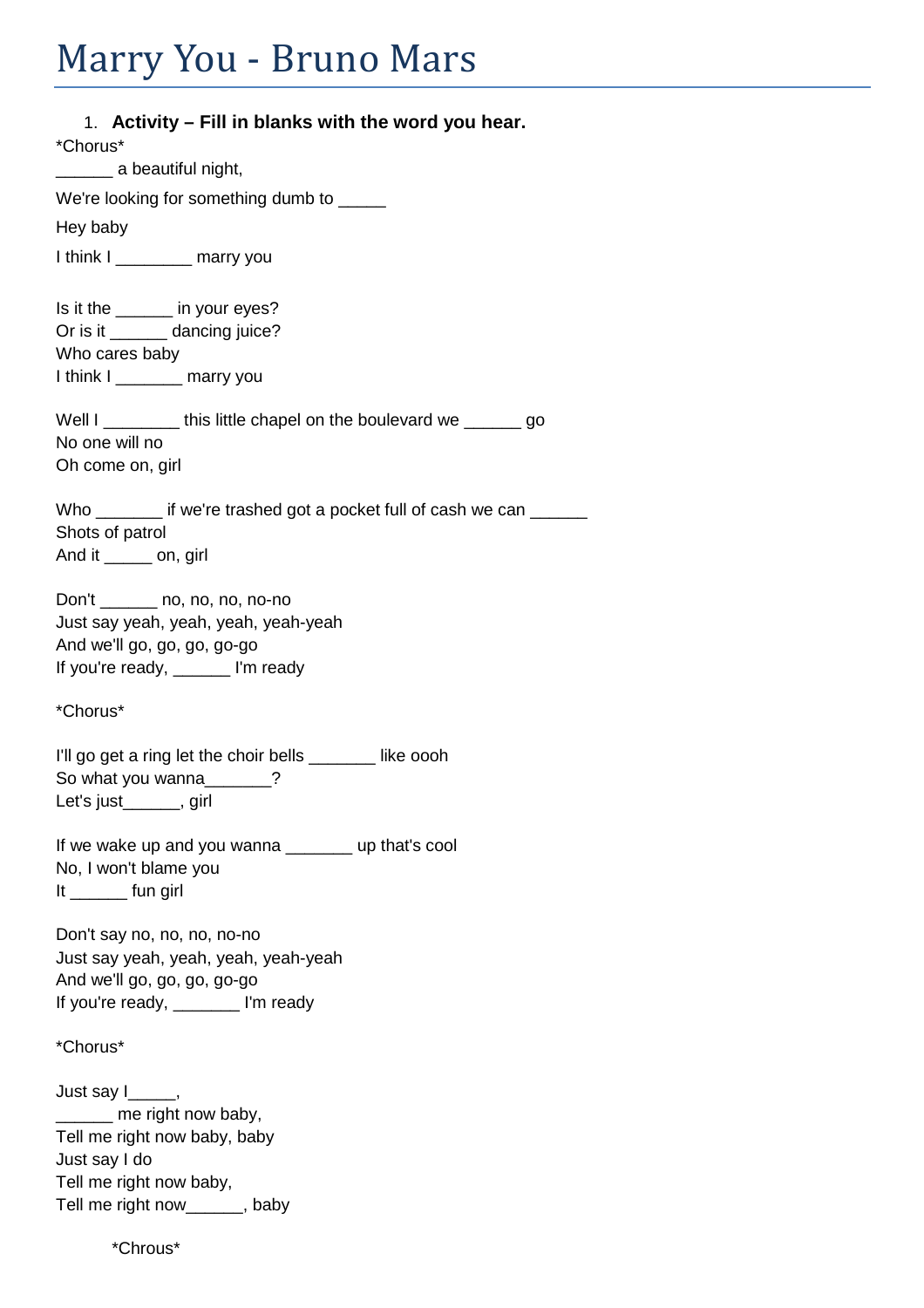# Marry You - Bruno Mars

1. **Activity – Fill in blanks with the word you hear.**

*Chorus*

______ a beautiful night,

We're looking for something dumb to _____

Hey baby

I think I ________ marry you

Is it the ______ in your eyes?
Or is it ______ dancing juice?
Who cares baby
I think I _______ marry you

Well I ________ this little chapel on the boulevard we ______ go
No one will no
Oh come on, girl

Who _______ if we're trashed got a pocket full of cash we can ______
Shots of patrol
And it _____ on, girl

Don't ______ no, no, no, no-no
Just say yeah, yeah, yeah, yeah-yeah
And we'll go, go, go, go-go
If you're ready, ______ I'm ready

*Chorus*

I'll go get a ring let the choir bells _______ like oooh
So what you wanna_______?
Let's just______, girl

If we wake up and you wanna _______ up that's cool
No, I won't blame you
It ______ fun girl

Don't say no, no, no, no-no
Just say yeah, yeah, yeah, yeah-yeah
And we'll go, go, go, go-go
If you're ready, _______ I'm ready

*Chorus*

Just say I_____,
______ me right now baby,
Tell me right now baby, baby
Just say I do
Tell me right now baby,
Tell me right now______, baby

*Chrous*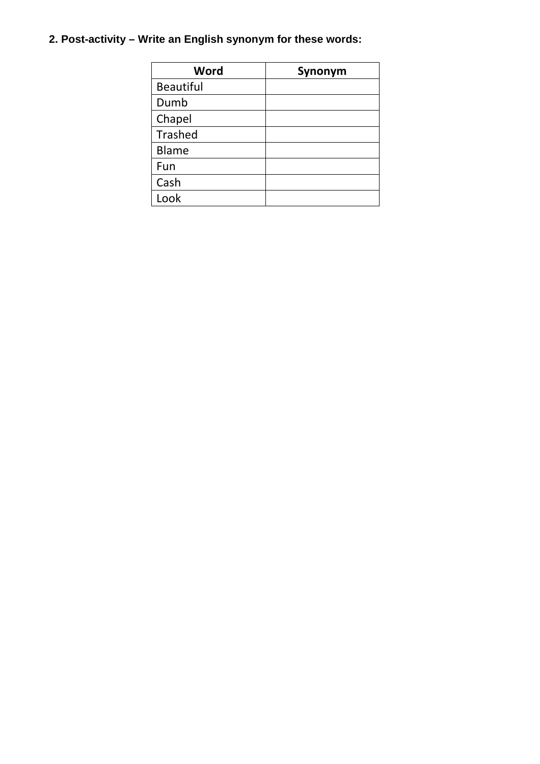**2. Post-activity – Write an English synonym for these words:**

| Word | Synonym |
|---|---|
| Beautiful | |
| Dumb | |
| Chapel | |
| Trashed | |
| Blame | |
| Fun | |
| Cash | |
| Look | |